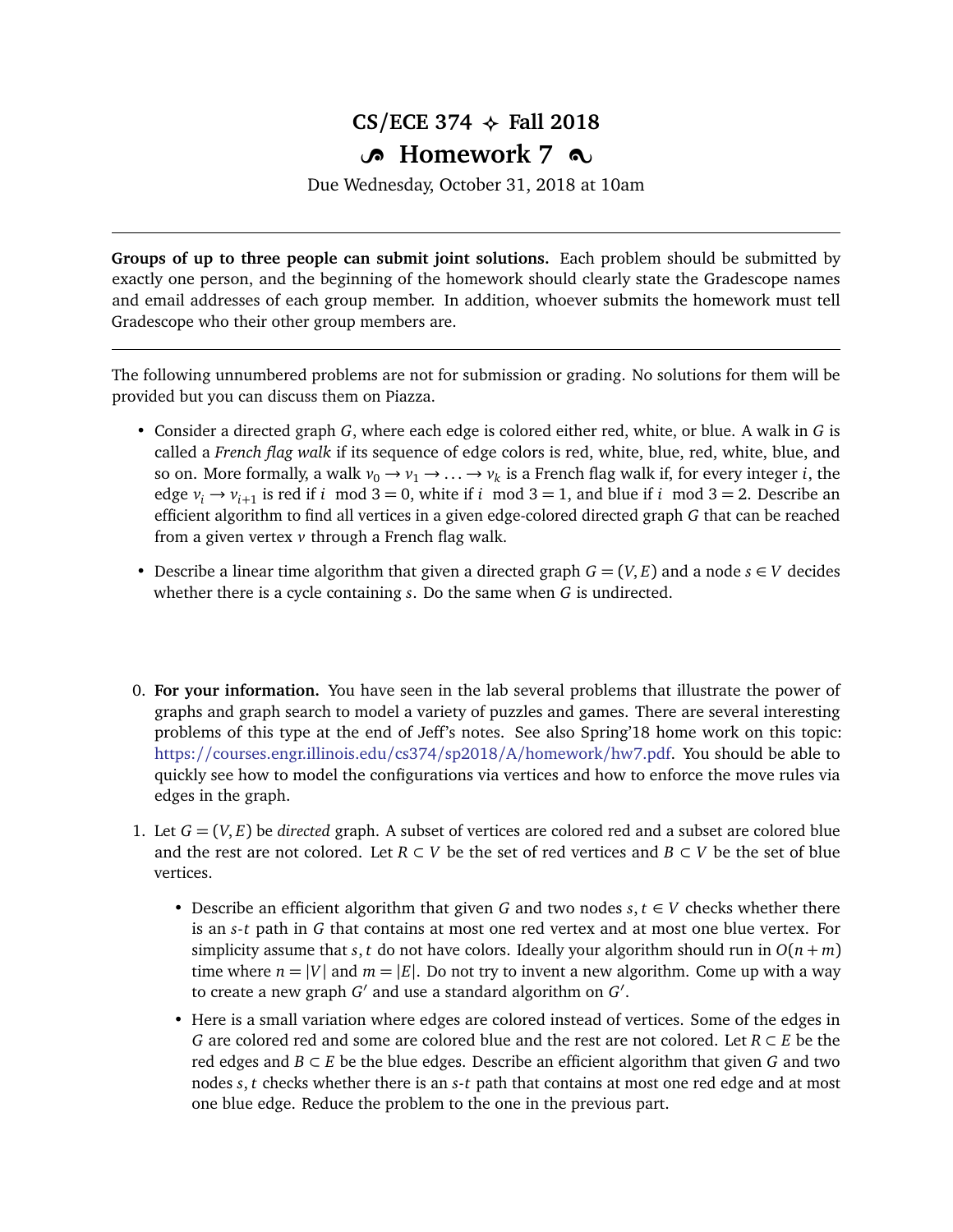# CS/ECE 374 ✧ Fall 2018

## Homework 7

Due Wednesday, October 31, 2018 at 10am

---

**Groups of up to three people can submit joint solutions.** Each problem should be submitted by exactly one person, and the beginning of the homework should clearly state the Gradescope names and email addresses of each group member. In addition, whoever submits the homework must tell Gradescope who their other group members are.

---

The following unnumbered problems are not for submission or grading. No solutions for them will be provided but you can discuss them on Piazza.

- Consider a directed graph $G$, where each edge is colored either red, white, or blue. A walk in $G$ is called a *French flag walk* if its sequence of edge colors is red, white, blue, red, white, blue, and so on. More formally, a walk $v_0 \to v_1 \to \ldots \to v_k$ is a French flag walk if, for every integer $i$, the edge $v_i \to v_{i+1}$ is red if $i \mod 3 = 0$, white if $i \mod 3 = 1$, and blue if $i \mod 3 = 2$. Describe an efficient algorithm to find all vertices in a given edge-colored directed graph $G$ that can be reached from a given vertex $v$ through a French flag walk.

- Describe a linear time algorithm that given a directed graph $G = (V, E)$ and a node $s \in V$ decides whether there is a cycle containing $s$. Do the same when $G$ is undirected.

0. **For your information.** You have seen in the lab several problems that illustrate the power of graphs and graph search to model a variety of puzzles and games. There are several interesting problems of this type at the end of Jeff's notes. See also Spring'18 home work on this topic: https://courses.engr.illinois.edu/cs374/sp2018/A/homework/hw7.pdf. You should be able to quickly see how to model the configurations via vertices and how to enforce the move rules via edges in the graph.

1. Let $G = (V, E)$ be *directed* graph. A subset of vertices are colored red and a subset are colored blue and the rest are not colored. Let $R \subset V$ be the set of red vertices and $B \subset V$ be the set of blue vertices.

   - Describe an efficient algorithm that given $G$ and two nodes $s, t \in V$ checks whether there is an $s$-$t$ path in $G$ that contains at most one red vertex and at most one blue vertex. For simplicity assume that $s, t$ do not have colors. Ideally your algorithm should run in $O(n + m)$ time where $n = |V|$ and $m = |E|$. Do not try to invent a new algorithm. Come up with a way to create a new graph $G'$ and use a standard algorithm on $G'$.

   - Here is a small variation where edges are colored instead of vertices. Some of the edges in $G$ are colored red and some are colored blue and the rest are not colored. Let $R \subset E$ be the red edges and $B \subset E$ be the blue edges. Describe an efficient algorithm that given $G$ and two nodes $s, t$ checks whether there is an $s$-$t$ path that contains at most one red edge and at most one blue edge. Reduce the problem to the one in the previous part.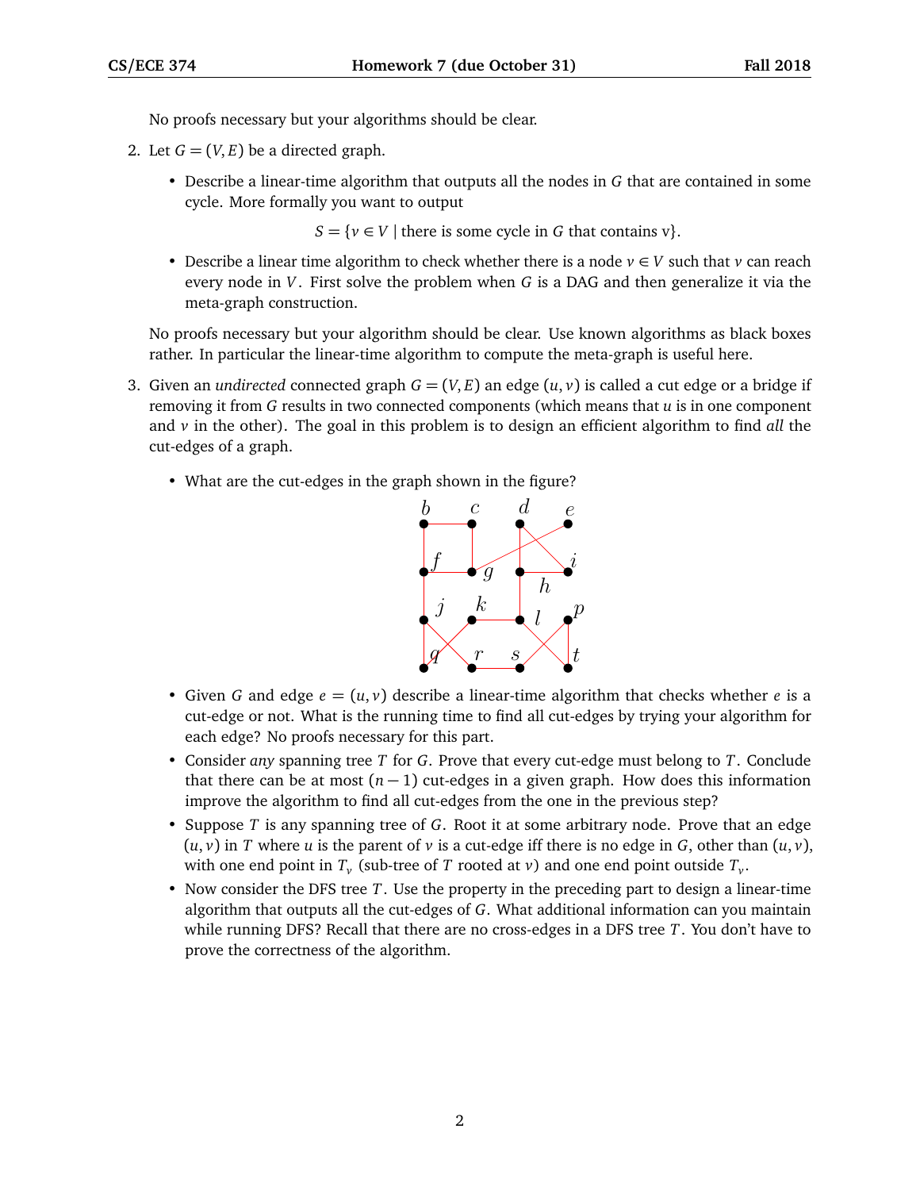No proofs necessary but your algorithms should be clear.

2. Let $G = (V, E)$ be a directed graph.

   - Describe a linear-time algorithm that outputs all the nodes in $G$ that are contained in some cycle. More formally you want to output

   $$S = \{v \in V \mid \text{there is some cycle in } G \text{ that contains v}\}.$$

   - Describe a linear time algorithm to check whether there is a node $v \in V$ such that $v$ can reach every node in $V$. First solve the problem when $G$ is a DAG and then generalize it via the meta-graph construction.

   No proofs necessary but your algorithm should be clear. Use known algorithms as black boxes rather. In particular the linear-time algorithm to compute the meta-graph is useful here.

3. Given an *undirected* connected graph $G = (V, E)$ an edge $(u, v)$ is called a cut edge or a bridge if removing it from $G$ results in two connected components (which means that $u$ is in one component and $v$ in the other). The goal in this problem is to design an efficient algorithm to find *all* the cut-edges of a graph.

   - What are the cut-edges in the graph shown in the figure?

   - Given $G$ and edge $e = (u, v)$ describe a linear-time algorithm that checks whether $e$ is a cut-edge or not. What is the running time to find all cut-edges by trying your algorithm for each edge? No proofs necessary for this part.
   - Consider *any* spanning tree $T$ for $G$. Prove that every cut-edge must belong to $T$. Conclude that there can be at most $(n - 1)$ cut-edges in a given graph. How does this information improve the algorithm to find all cut-edges from the one in the previous step?
   - Suppose $T$ is any spanning tree of $G$. Root it at some arbitrary node. Prove that an edge $(u, v)$ in $T$ where $u$ is the parent of $v$ is a cut-edge iff there is no edge in $G$, other than $(u, v)$, with one end point in $T_v$ (sub-tree of $T$ rooted at $v$) and one end point outside $T_v$.
   - Now consider the DFS tree $T$. Use the property in the preceding part to design a linear-time algorithm that outputs all the cut-edges of $G$. What additional information can you maintain while running DFS? Recall that there are no cross-edges in a DFS tree $T$. You don't have to prove the correctness of the algorithm.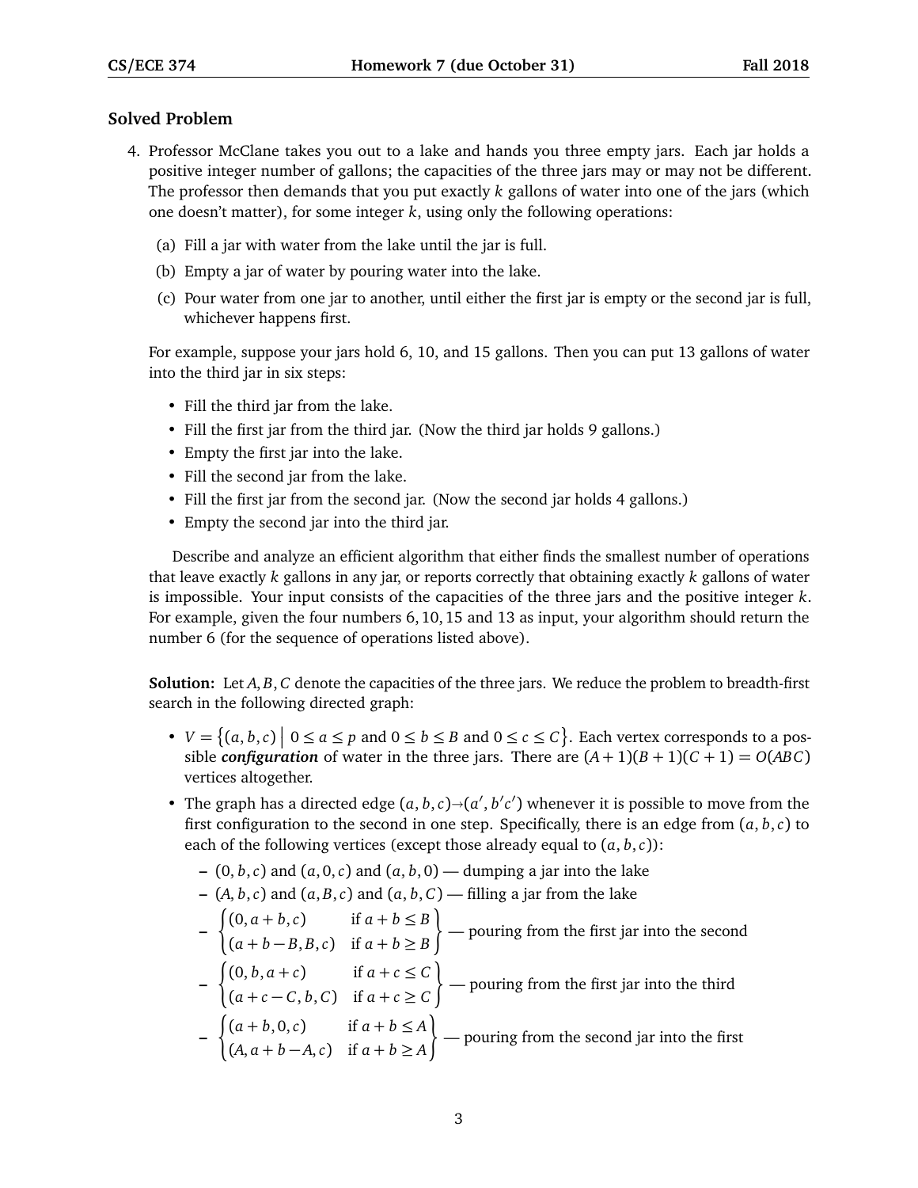## Solved Problem

4. Professor McClane takes you out to a lake and hands you three empty jars. Each jar holds a positive integer number of gallons; the capacities of the three jars may or may not be different. The professor then demands that you put exactly $k$ gallons of water into one of the jars (which one doesn't matter), for some integer $k$, using only the following operations:

   (a) Fill a jar with water from the lake until the jar is full.

   (b) Empty a jar of water by pouring water into the lake.

   (c) Pour water from one jar to another, until either the first jar is empty or the second jar is full, whichever happens first.

   For example, suppose your jars hold 6, 10, and 15 gallons. Then you can put 13 gallons of water into the third jar in six steps:

   - Fill the third jar from the lake.
   - Fill the first jar from the third jar. (Now the third jar holds 9 gallons.)
   - Empty the first jar into the lake.
   - Fill the second jar from the lake.
   - Fill the first jar from the second jar. (Now the second jar holds 4 gallons.)
   - Empty the second jar into the third jar.

   Describe and analyze an efficient algorithm that either finds the smallest number of operations that leave exactly $k$ gallons in any jar, or reports correctly that obtaining exactly $k$ gallons of water is impossible. Your input consists of the capacities of the three jars and the positive integer $k$. For example, given the four numbers $6, 10, 15$ and $13$ as input, your algorithm should return the number 6 (for the sequence of operations listed above).

   **Solution:** Let $A, B, C$ denote the capacities of the three jars. We reduce the problem to breadth-first search in the following directed graph:

   - $V = \{(a,b,c) \mid 0 \le a \le p \text{ and } 0 \le b \le B \text{ and } 0 \le c \le C\}$. Each vertex corresponds to a possible ***configuration*** of water in the three jars. There are $(A+1)(B+1)(C+1) = O(ABC)$ vertices altogether.
   - The graph has a directed edge $(a,b,c) \to (a', b'c')$ whenever it is possible to move from the first configuration to the second in one step. Specifically, there is an edge from $(a,b,c)$ to each of the following vertices (except those already equal to $(a,b,c)$):
     - $(0,b,c)$ and $(a,0,c)$ and $(a,b,0)$ — dumping a jar into the lake
     - $(A,b,c)$ and $(a,B,c)$ and $(a,b,C)$ — filling a jar from the lake
     - $\begin{Bmatrix} (0, a+b, c) & \text{if } a+b \le B \\ (a+b-B, B, c) & \text{if } a+b \ge B \end{Bmatrix}$ — pouring from the first jar into the second
     - $\begin{Bmatrix} (0, b, a+c) & \text{if } a+c \le C \\ (a+c-C, b, C) & \text{if } a+c \ge C \end{Bmatrix}$ — pouring from the first jar into the third
     - $\begin{Bmatrix} (a+b, 0, c) & \text{if } a+b \le A \\ (A, a+b-A, c) & \text{if } a+b \ge A \end{Bmatrix}$ — pouring from the second jar into the first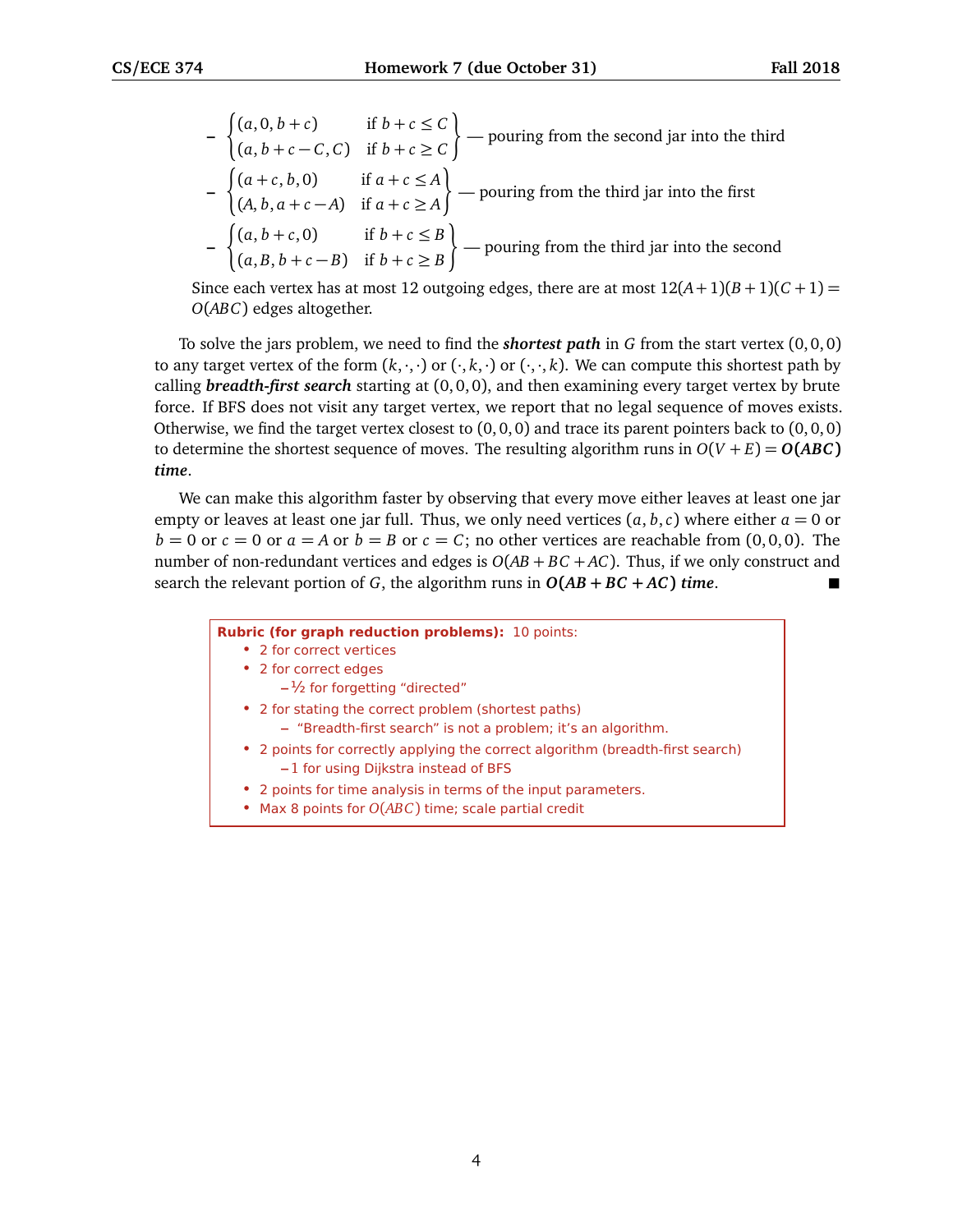- $\begin{cases} (a, 0, b+c) & \text{if } b+c \leq C \\ (a, b+c-C, C) & \text{if } b+c \geq C \end{cases}$ — pouring from the second jar into the third
- $\begin{cases} (a+c, b, 0) & \text{if } a+c \leq A \\ (A, b, a+c-A) & \text{if } a+c \geq A \end{cases}$ — pouring from the third jar into the first
- $\begin{cases} (a, b+c, 0) & \text{if } b+c \leq B \\ (a, B, b+c-B) & \text{if } b+c \geq B \end{cases}$ — pouring from the third jar into the second

Since each vertex has at most 12 outgoing edges, there are at most $12(A+1)(B+1)(C+1) = O(ABC)$ edges altogether.

To solve the jars problem, we need to find the ***shortest path*** in $G$ from the start vertex $(0,0,0)$ to any target vertex of the form $(k,\cdot,\cdot)$ or $(\cdot,k,\cdot)$ or $(\cdot,\cdot,k)$. We can compute this shortest path by calling ***breadth-first search*** starting at $(0,0,0)$, and then examining every target vertex by brute force. If BFS does not visit any target vertex, we report that no legal sequence of moves exists. Otherwise, we find the target vertex closest to $(0,0,0)$ and trace its parent pointers back to $(0,0,0)$ to determine the shortest sequence of moves. The resulting algorithm runs in $O(V+E) = \boldsymbol{O(ABC)}$ ***time***.

We can make this algorithm faster by observing that every move either leaves at least one jar empty or leaves at least one jar full. Thus, we only need vertices $(a,b,c)$ where either $a=0$ or $b=0$ or $c=0$ or $a=A$ or $b=B$ or $c=C$; no other vertices are reachable from $(0,0,0)$. The number of non-redundant vertices and edges is $O(AB+BC+AC)$. Thus, if we only construct and search the relevant portion of $G$, the algorithm runs in $\boldsymbol{O(AB+BC+AC)}$ ***time***. ■

**Rubric (for graph reduction problems):** 10 points:
- 2 for correct vertices
- 2 for correct edges
  - −½ for forgetting "directed"
- 2 for stating the correct problem (shortest paths)
  - "Breadth-first search" is not a problem; it's an algorithm.
- 2 points for correctly applying the correct algorithm (breadth-first search)
  - −1 for using Dijkstra instead of BFS
- 2 points for time analysis in terms of the input parameters.
- Max 8 points for $O(ABC)$ time; scale partial credit